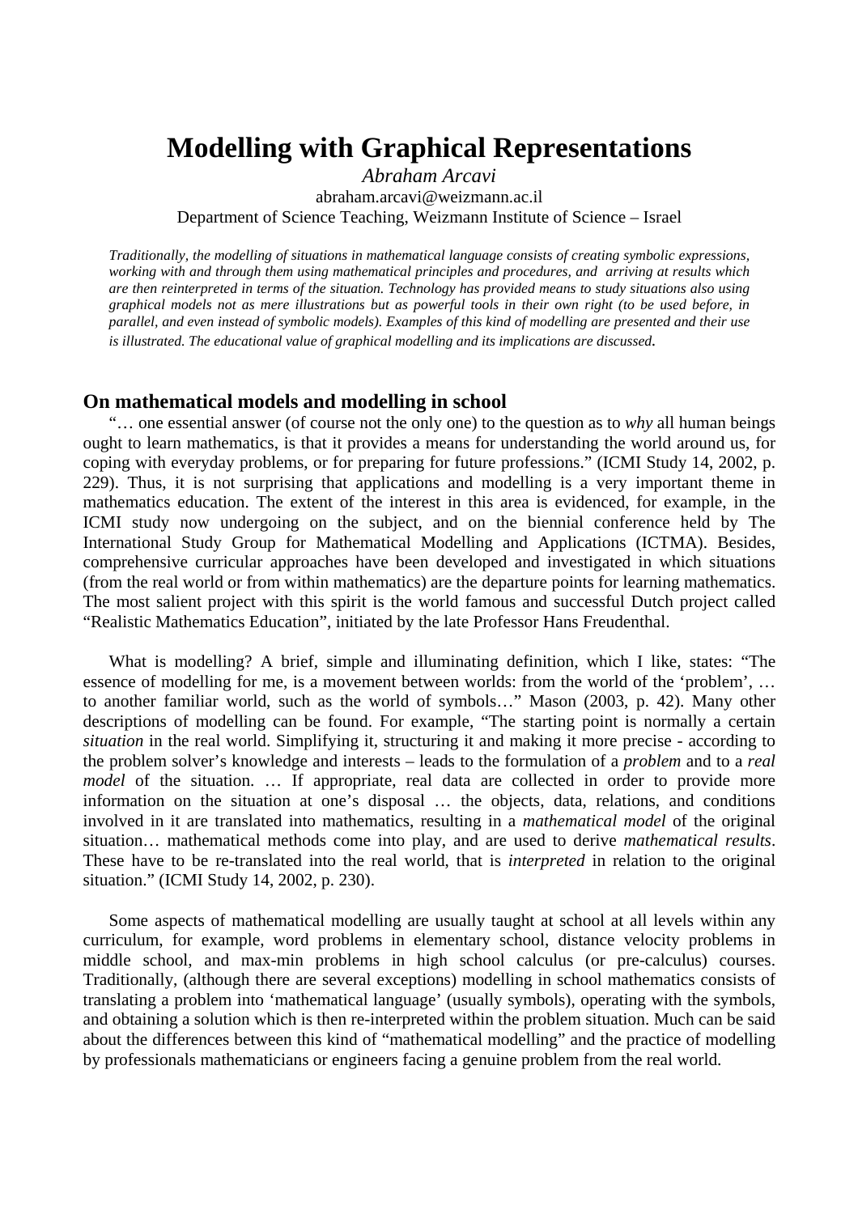# Modelling with Graphical Representations

*Abraham Arcavi*

abraham.arcavi@weizmann.ac.il

Department of Science Teaching, Weizmann Institute of Science – Israel

*Traditionally, the modelling of situations in mathematical language consists of creating symbolic expressions, working with and through them using mathematical principles and procedures, and arriving at results which are then reinterpreted in terms of the situation. Technology has provided means to study situations also using graphical models not as mere illustrations but as powerful tools in their own right (to be used before, in parallel, and even instead of symbolic models). Examples of this kind of modelling are presented and their use is illustrated. The educational value of graphical modelling and its implications are discussed.*

## On mathematical models and modelling in school

"… one essential answer (of course not the only one) to the question as to *why* all human beings ought to learn mathematics, is that it provides a means for understanding the world around us, for coping with everyday problems, or for preparing for future professions." (ICMI Study 14, 2002, p. 229). Thus, it is not surprising that applications and modelling is a very important theme in mathematics education. The extent of the interest in this area is evidenced, for example, in the ICMI study now undergoing on the subject, and on the biennial conference held by The International Study Group for Mathematical Modelling and Applications (ICTMA). Besides, comprehensive curricular approaches have been developed and investigated in which situations (from the real world or from within mathematics) are the departure points for learning mathematics. The most salient project with this spirit is the world famous and successful Dutch project called "Realistic Mathematics Education", initiated by the late Professor Hans Freudenthal.

What is modelling? A brief, simple and illuminating definition, which I like, states: "The essence of modelling for me, is a movement between worlds: from the world of the 'problem', … to another familiar world, such as the world of symbols…" Mason (2003, p. 42). Many other descriptions of modelling can be found. For example, "The starting point is normally a certain *situation* in the real world. Simplifying it, structuring it and making it more precise - according to the problem solver's knowledge and interests – leads to the formulation of a *problem* and to a *real model* of the situation. … If appropriate, real data are collected in order to provide more information on the situation at one's disposal … the objects, data, relations, and conditions involved in it are translated into mathematics, resulting in a *mathematical model* of the original situation… mathematical methods come into play, and are used to derive *mathematical results*. These have to be re-translated into the real world, that is *interpreted* in relation to the original situation." (ICMI Study 14, 2002, p. 230).

Some aspects of mathematical modelling are usually taught at school at all levels within any curriculum, for example, word problems in elementary school, distance velocity problems in middle school, and max-min problems in high school calculus (or pre-calculus) courses. Traditionally, (although there are several exceptions) modelling in school mathematics consists of translating a problem into 'mathematical language' (usually symbols), operating with the symbols, and obtaining a solution which is then re-interpreted within the problem situation. Much can be said about the differences between this kind of "mathematical modelling" and the practice of modelling by professionals mathematicians or engineers facing a genuine problem from the real world.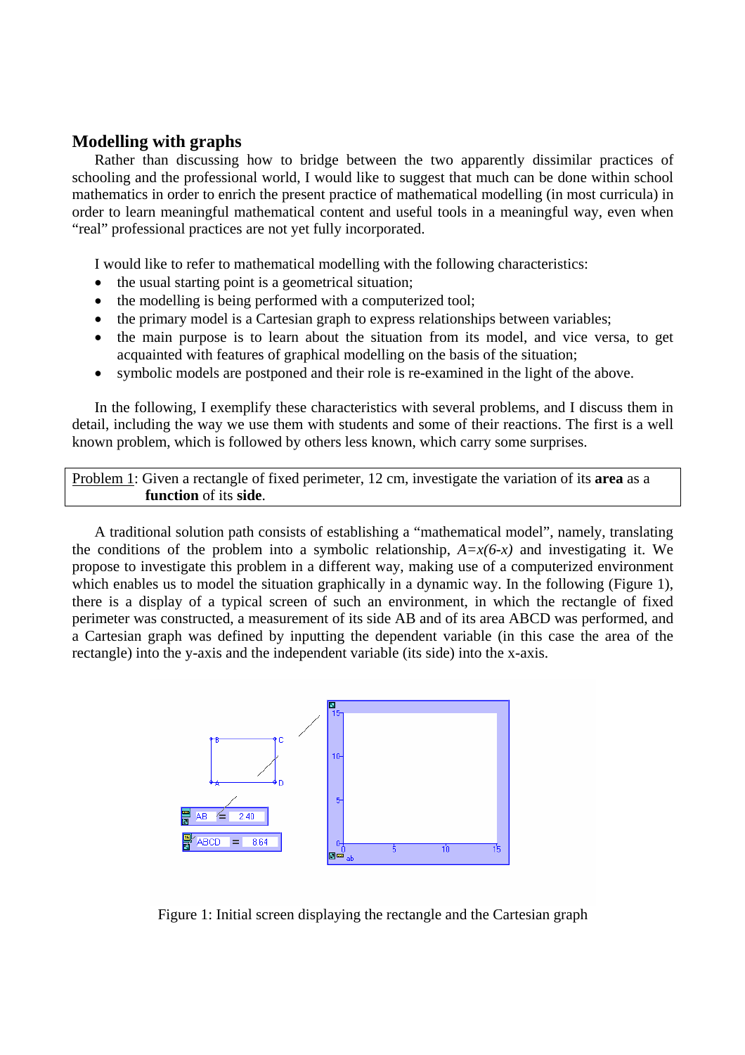## Modelling with graphs

Rather than discussing how to bridge between the two apparently dissimilar practices of schooling and the professional world, I would like to suggest that much can be done within school mathematics in order to enrich the present practice of mathematical modelling (in most curricula) in order to learn meaningful mathematical content and useful tools in a meaningful way, even when "real" professional practices are not yet fully incorporated.

I would like to refer to mathematical modelling with the following characteristics:

- the usual starting point is a geometrical situation;
- the modelling is being performed with a computerized tool;
- the primary model is a Cartesian graph to express relationships between variables;
- the main purpose is to learn about the situation from its model, and vice versa, to get acquainted with features of graphical modelling on the basis of the situation;
- symbolic models are postponed and their role is re-examined in the light of the above.

In the following, I exemplify these characteristics with several problems, and I discuss them in detail, including the way we use them with students and some of their reactions. The first is a well known problem, which is followed by others less known, which carry some surprises.

Problem 1: Given a rectangle of fixed perimeter, 12 cm, investigate the variation of its **area** as a **function** of its **side**.

A traditional solution path consists of establishing a "mathematical model", namely, translating the conditions of the problem into a symbolic relationship, $A=x(6-x)$ and investigating it. We propose to investigate this problem in a different way, making use of a computerized environment which enables us to model the situation graphically in a dynamic way. In the following (Figure 1), there is a display of a typical screen of such an environment, in which the rectangle of fixed perimeter was constructed, a measurement of its side AB and of its area ABCD was performed, and a Cartesian graph was defined by inputting the dependent variable (in this case the area of the rectangle) into the y-axis and the independent variable (its side) into the x-axis.

Figure 1: Initial screen displaying the rectangle and the Cartesian graph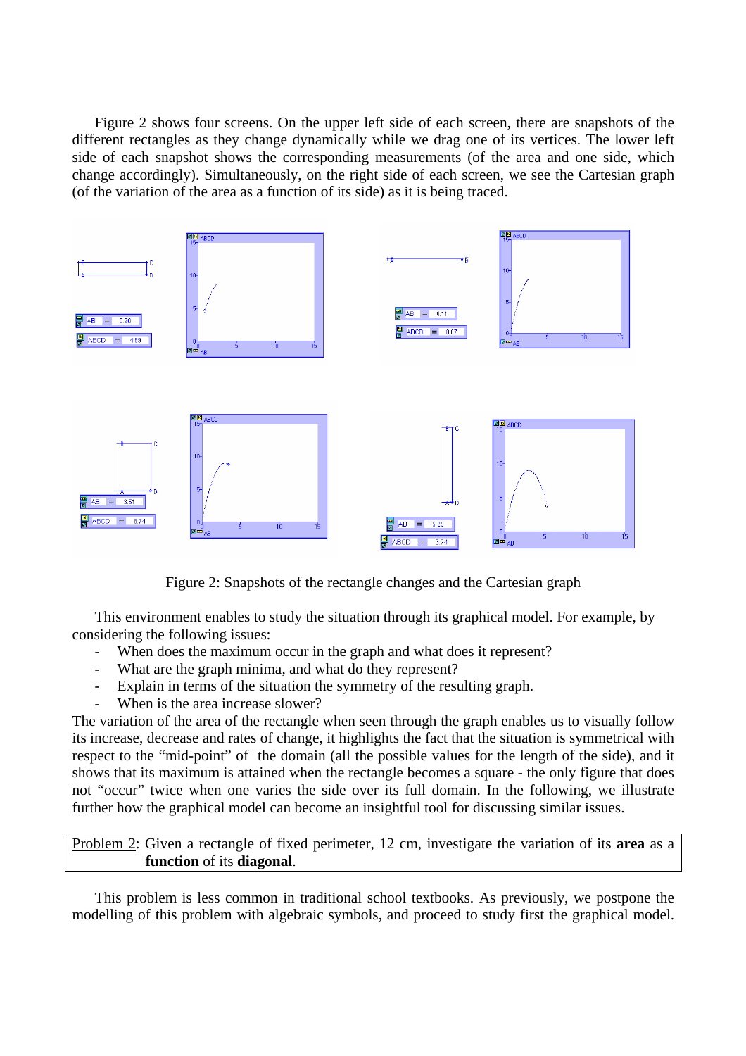Figure 2 shows four screens. On the upper left side of each screen, there are snapshots of the different rectangles as they change dynamically while we drag one of its vertices. The lower left side of each snapshot shows the corresponding measurements (of the area and one side, which change accordingly). Simultaneously, on the right side of each screen, we see the Cartesian graph (of the variation of the area as a function of its side) as it is being traced.

Figure 2: Snapshots of the rectangle changes and the Cartesian graph

This environment enables to study the situation through its graphical model. For example, by considering the following issues:

- When does the maximum occur in the graph and what does it represent?
- What are the graph minima, and what do they represent?
- Explain in terms of the situation the symmetry of the resulting graph.
- When is the area increase slower?

The variation of the area of the rectangle when seen through the graph enables us to visually follow its increase, decrease and rates of change, it highlights the fact that the situation is symmetrical with respect to the "mid-point" of the domain (all the possible values for the length of the side), and it shows that its maximum is attained when the rectangle becomes a square - the only figure that does not "occur" twice when one varies the side over its full domain. In the following, we illustrate further how the graphical model can become an insightful tool for discussing similar issues.

Problem 2: Given a rectangle of fixed perimeter, 12 cm, investigate the variation of its **area** as a **function** of its **diagonal**.

This problem is less common in traditional school textbooks. As previously, we postpone the modelling of this problem with algebraic symbols, and proceed to study first the graphical model.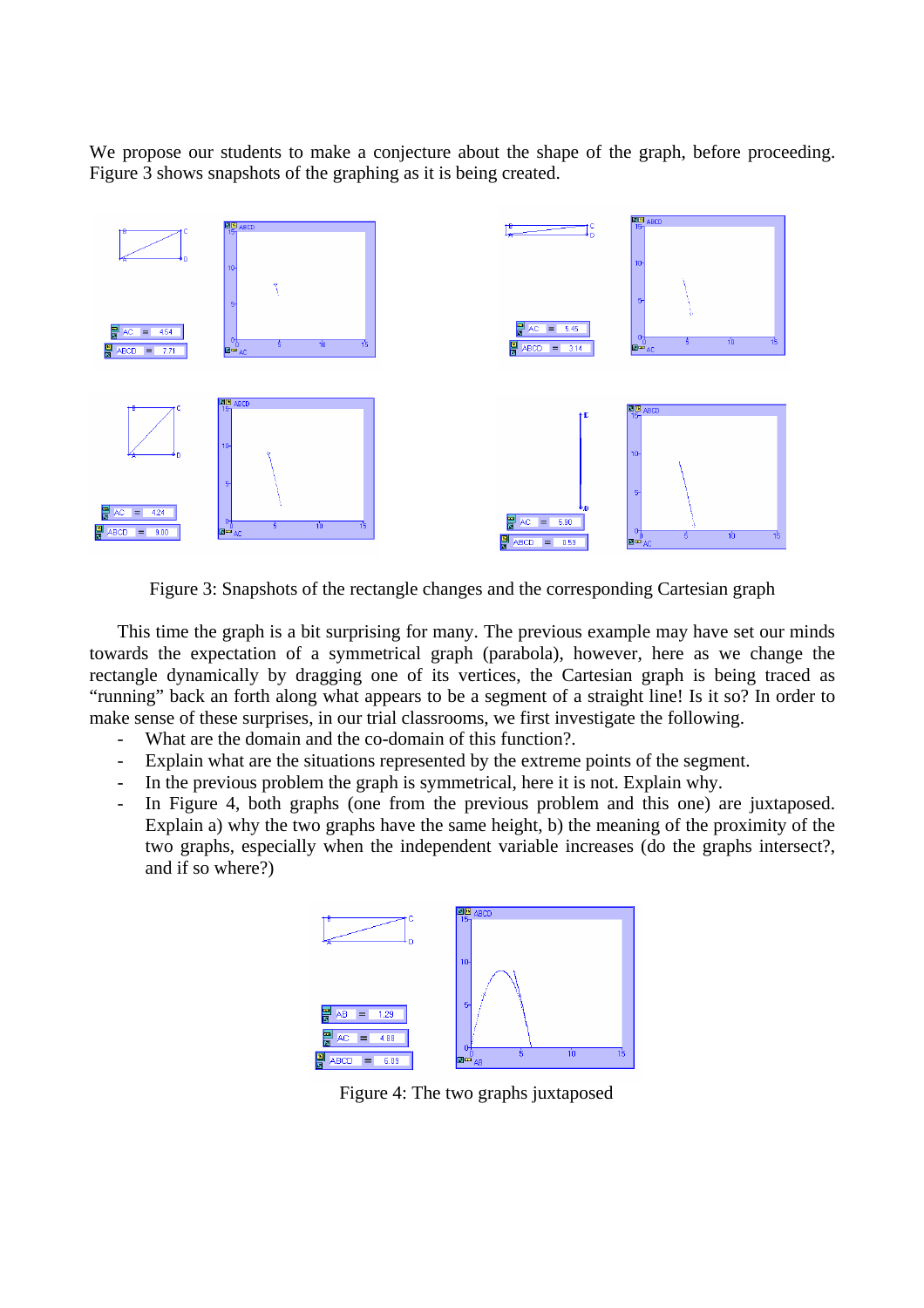We propose our students to make a conjecture about the shape of the graph, before proceeding. Figure 3 shows snapshots of the graphing as it is being created.

Figure 3: Snapshots of the rectangle changes and the corresponding Cartesian graph

This time the graph is a bit surprising for many. The previous example may have set our minds towards the expectation of a symmetrical graph (parabola), however, here as we change the rectangle dynamically by dragging one of its vertices, the Cartesian graph is being traced as "running" back an forth along what appears to be a segment of a straight line! Is it so? In order to make sense of these surprises, in our trial classrooms, we first investigate the following.

- What are the domain and the co-domain of this function?.
- Explain what are the situations represented by the extreme points of the segment.
- In the previous problem the graph is symmetrical, here it is not. Explain why.
- In Figure 4, both graphs (one from the previous problem and this one) are juxtaposed. Explain a) why the two graphs have the same height, b) the meaning of the proximity of the two graphs, especially when the independent variable increases (do the graphs intersect?, and if so where?)

Figure 4: The two graphs juxtaposed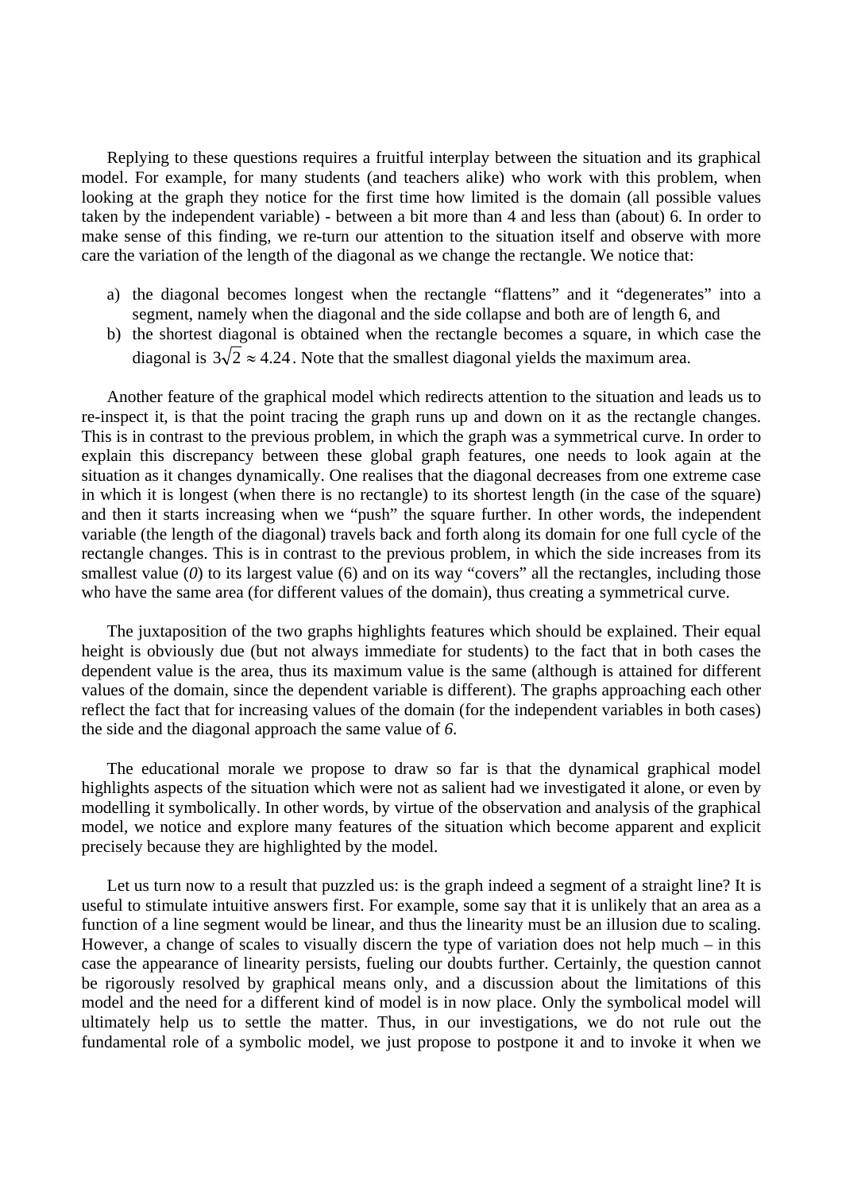Replying to these questions requires a fruitful interplay between the situation and its graphical model. For example, for many students (and teachers alike) who work with this problem, when looking at the graph they notice for the first time how limited is the domain (all possible values taken by the independent variable) - between a bit more than 4 and less than (about) 6. In order to make sense of this finding, we re-turn our attention to the situation itself and observe with more care the variation of the length of the diagonal as we change the rectangle. We notice that:

a) the diagonal becomes longest when the rectangle "flattens" and it "degenerates" into a segment, namely when the diagonal and the side collapse and both are of length 6, and
b) the shortest diagonal is obtained when the rectangle becomes a square, in which case the diagonal is $3\sqrt{2} \approx 4.24$. Note that the smallest diagonal yields the maximum area.

Another feature of the graphical model which redirects attention to the situation and leads us to re-inspect it, is that the point tracing the graph runs up and down on it as the rectangle changes. This is in contrast to the previous problem, in which the graph was a symmetrical curve. In order to explain this discrepancy between these global graph features, one needs to look again at the situation as it changes dynamically. One realises that the diagonal decreases from one extreme case in which it is longest (when there is no rectangle) to its shortest length (in the case of the square) and then it starts increasing when we "push" the square further. In other words, the independent variable (the length of the diagonal) travels back and forth along its domain for one full cycle of the rectangle changes. This is in contrast to the previous problem, in which the side increases from its smallest value (*0*) to its largest value (6) and on its way "covers" all the rectangles, including those who have the same area (for different values of the domain), thus creating a symmetrical curve.

The juxtaposition of the two graphs highlights features which should be explained. Their equal height is obviously due (but not always immediate for students) to the fact that in both cases the dependent value is the area, thus its maximum value is the same (although is attained for different values of the domain, since the dependent variable is different). The graphs approaching each other reflect the fact that for increasing values of the domain (for the independent variables in both cases) the side and the diagonal approach the same value of *6*.

The educational morale we propose to draw so far is that the dynamical graphical model highlights aspects of the situation which were not as salient had we investigated it alone, or even by modelling it symbolically. In other words, by virtue of the observation and analysis of the graphical model, we notice and explore many features of the situation which become apparent and explicit precisely because they are highlighted by the model.

Let us turn now to a result that puzzled us: is the graph indeed a segment of a straight line? It is useful to stimulate intuitive answers first. For example, some say that it is unlikely that an area as a function of a line segment would be linear, and thus the linearity must be an illusion due to scaling. However, a change of scales to visually discern the type of variation does not help much – in this case the appearance of linearity persists, fueling our doubts further. Certainly, the question cannot be rigorously resolved by graphical means only, and a discussion about the limitations of this model and the need for a different kind of model is in now place. Only the symbolical model will ultimately help us to settle the matter. Thus, in our investigations, we do not rule out the fundamental role of a symbolic model, we just propose to postpone it and to invoke it when we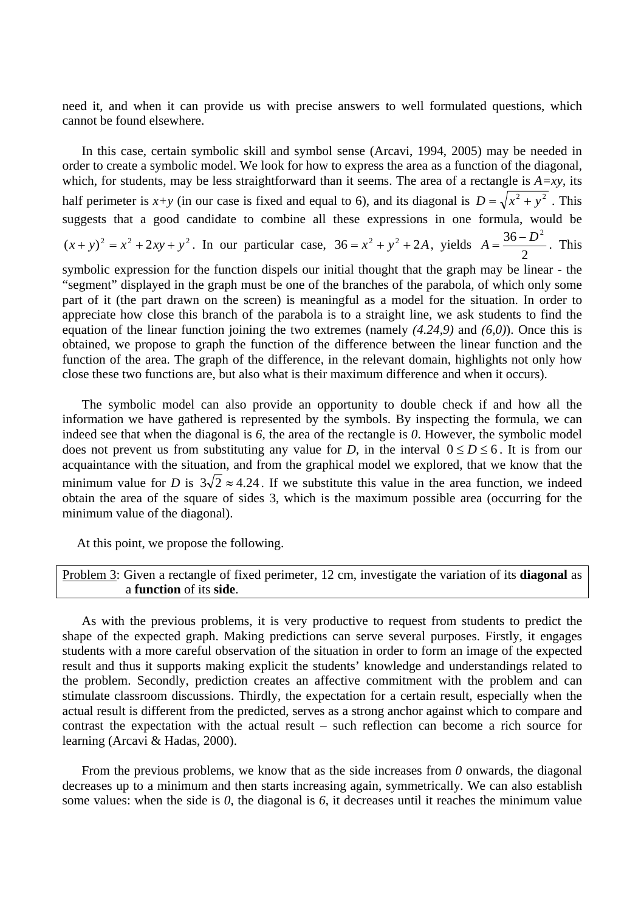need it, and when it can provide us with precise answers to well formulated questions, which cannot be found elsewhere.

In this case, certain symbolic skill and symbol sense (Arcavi, 1994, 2005) may be needed in order to create a symbolic model. We look for how to express the area as a function of the diagonal, which, for students, may be less straightforward than it seems. The area of a rectangle is $A=xy$, its half perimeter is $x+y$ (in our case is fixed and equal to 6), and its diagonal is $D=\sqrt{x^2+y^2}$. This suggests that a good candidate to combine all these expressions in one formula, would be $(x+y)^2 = x^2+2xy+y^2$. In our particular case, $36 = x^2+y^2+2A$, yields $A=\frac{36-D^2}{2}$. This symbolic expression for the function dispels our initial thought that the graph may be linear - the "segment" displayed in the graph must be one of the branches of the parabola, of which only some part of it (the part drawn on the screen) is meaningful as a model for the situation. In order to appreciate how close this branch of the parabola is to a straight line, we ask students to find the equation of the linear function joining the two extremes (namely *(4.24,9)* and *(6,0)*). Once this is obtained, we propose to graph the function of the difference between the linear function and the function of the area. The graph of the difference, in the relevant domain, highlights not only how close these two functions are, but also what is their maximum difference and when it occurs).

The symbolic model can also provide an opportunity to double check if and how all the information we have gathered is represented by the symbols. By inspecting the formula, we can indeed see that when the diagonal is *6*, the area of the rectangle is *0*. However, the symbolic model does not prevent us from substituting any value for *D*, in the interval $0 \le D \le 6$. It is from our acquaintance with the situation, and from the graphical model we explored, that we know that the minimum value for *D* is $3\sqrt{2} \approx 4.24$. If we substitute this value in the area function, we indeed obtain the area of the square of sides 3, which is the maximum possible area (occurring for the minimum value of the diagonal).

At this point, we propose the following.

Problem 3: Given a rectangle of fixed perimeter, 12 cm, investigate the variation of its **diagonal** as a **function** of its **side**.

As with the previous problems, it is very productive to request from students to predict the shape of the expected graph. Making predictions can serve several purposes. Firstly, it engages students with a more careful observation of the situation in order to form an image of the expected result and thus it supports making explicit the students' knowledge and understandings related to the problem. Secondly, prediction creates an affective commitment with the problem and can stimulate classroom discussions. Thirdly, the expectation for a certain result, especially when the actual result is different from the predicted, serves as a strong anchor against which to compare and contrast the expectation with the actual result – such reflection can become a rich source for learning (Arcavi & Hadas, 2000).

From the previous problems, we know that as the side increases from *0* onwards, the diagonal decreases up to a minimum and then starts increasing again, symmetrically. We can also establish some values: when the side is *0*, the diagonal is *6*, it decreases until it reaches the minimum value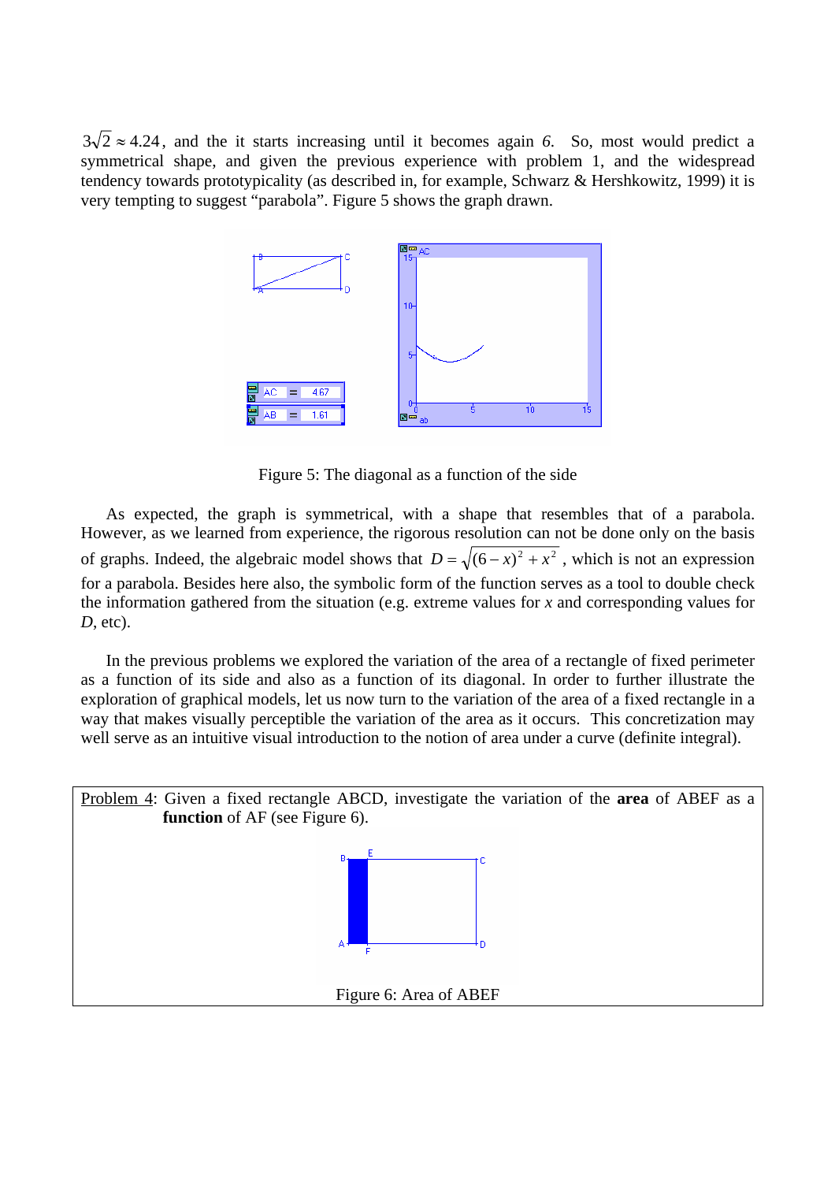$3\sqrt{2} \approx 4.24$, and the it starts increasing until it becomes again *6*. So, most would predict a symmetrical shape, and given the previous experience with problem 1, and the widespread tendency towards prototypicality (as described in, for example, Schwarz & Hershkowitz, 1999) it is very tempting to suggest "parabola". Figure 5 shows the graph drawn.

Figure 5: The diagonal as a function of the side

As expected, the graph is symmetrical, with a shape that resembles that of a parabola. However, as we learned from experience, the rigorous resolution can not be done only on the basis of graphs. Indeed, the algebraic model shows that $D = \sqrt{(6-x)^2 + x^2}$, which is not an expression for a parabola. Besides here also, the symbolic form of the function serves as a tool to double check the information gathered from the situation (e.g. extreme values for $x$ and corresponding values for $D$, etc).

In the previous problems we explored the variation of the area of a rectangle of fixed perimeter as a function of its side and also as a function of its diagonal. In order to further illustrate the exploration of graphical models, let us now turn to the variation of the area of a fixed rectangle in a way that makes visually perceptible the variation of the area as it occurs. This concretization may well serve as an intuitive visual introduction to the notion of area under a curve (definite integral).

Problem 4: Given a fixed rectangle ABCD, investigate the variation of the **area** of ABEF as a **function** of AF (see Figure 6).

Figure 6: Area of ABEF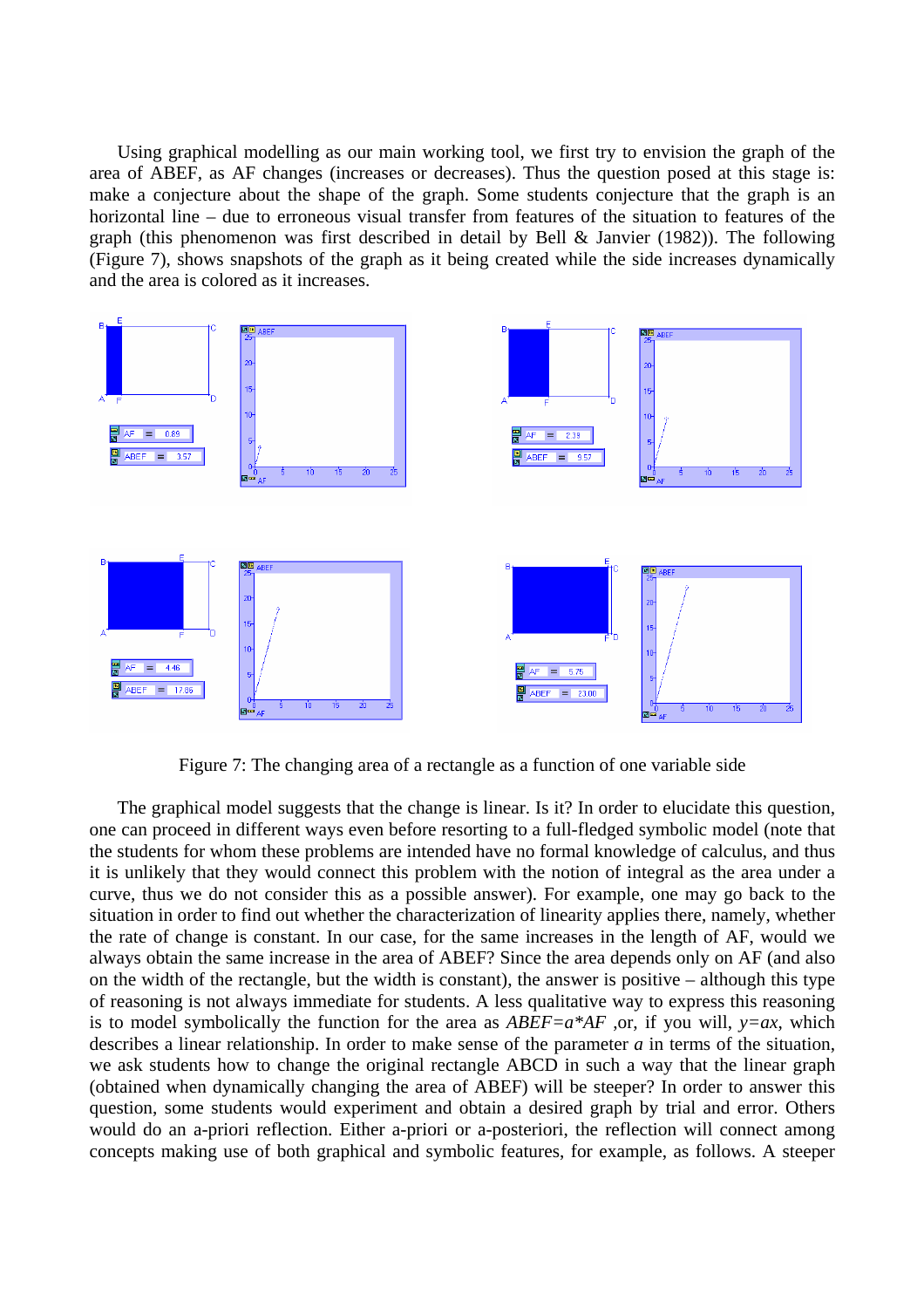Using graphical modelling as our main working tool, we first try to envision the graph of the area of ABEF, as AF changes (increases or decreases). Thus the question posed at this stage is: make a conjecture about the shape of the graph. Some students conjecture that the graph is an horizontal line – due to erroneous visual transfer from features of the situation to features of the graph (this phenomenon was first described in detail by Bell & Janvier (1982)). The following (Figure 7), shows snapshots of the graph as it being created while the side increases dynamically and the area is colored as it increases.

Figure 7: The changing area of a rectangle as a function of one variable side

The graphical model suggests that the change is linear. Is it? In order to elucidate this question, one can proceed in different ways even before resorting to a full-fledged symbolic model (note that the students for whom these problems are intended have no formal knowledge of calculus, and thus it is unlikely that they would connect this problem with the notion of integral as the area under a curve, thus we do not consider this as a possible answer). For example, one may go back to the situation in order to find out whether the characterization of linearity applies there, namely, whether the rate of change is constant. In our case, for the same increases in the length of AF, would we always obtain the same increase in the area of ABEF? Since the area depends only on AF (and also on the width of the rectangle, but the width is constant), the answer is positive – although this type of reasoning is not always immediate for students. A less qualitative way to express this reasoning is to model symbolically the function for the area as $ABEF=a*AF$ ,or, if you will, $y=ax$, which describes a linear relationship. In order to make sense of the parameter $a$ in terms of the situation, we ask students how to change the original rectangle ABCD in such a way that the linear graph (obtained when dynamically changing the area of ABEF) will be steeper? In order to answer this question, some students would experiment and obtain a desired graph by trial and error. Others would do an a-priori reflection. Either a-priori or a-posteriori, the reflection will connect among concepts making use of both graphical and symbolic features, for example, as follows. A steeper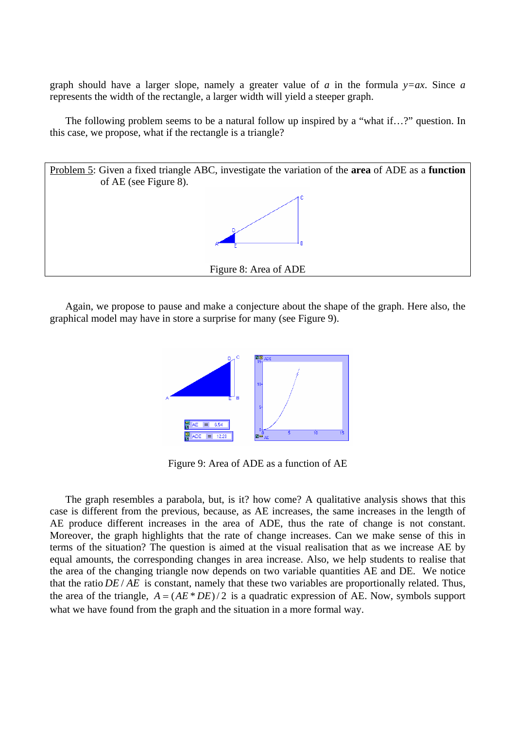graph should have a larger slope, namely a greater value of $a$ in the formula $y=ax$. Since $a$ represents the width of the rectangle, a larger width will yield a steeper graph.

The following problem seems to be a natural follow up inspired by a "what if…?" question. In this case, we propose, what if the rectangle is a triangle?

Problem 5: Given a fixed triangle ABC, investigate the variation of the **area** of ADE as a **function** of AE (see Figure 8).

Figure 8: Area of ADE

Again, we propose to pause and make a conjecture about the shape of the graph. Here also, the graphical model may have in store a surprise for many (see Figure 9).

Figure 9: Area of ADE as a function of AE

The graph resembles a parabola, but, is it? how come? A qualitative analysis shows that this case is different from the previous, because, as AE increases, the same increases in the length of AE produce different increases in the area of ADE, thus the rate of change is not constant. Moreover, the graph highlights that the rate of change increases. Can we make sense of this in terms of the situation? The question is aimed at the visual realisation that as we increase AE by equal amounts, the corresponding changes in area increase. Also, we help students to realise that the area of the changing triangle now depends on two variable quantities AE and DE. We notice that the ratio $DE/AE$ is constant, namely that these two variables are proportionally related. Thus, the area of the triangle, $A = (AE * DE)/2$ is a quadratic expression of AE. Now, symbols support what we have found from the graph and the situation in a more formal way.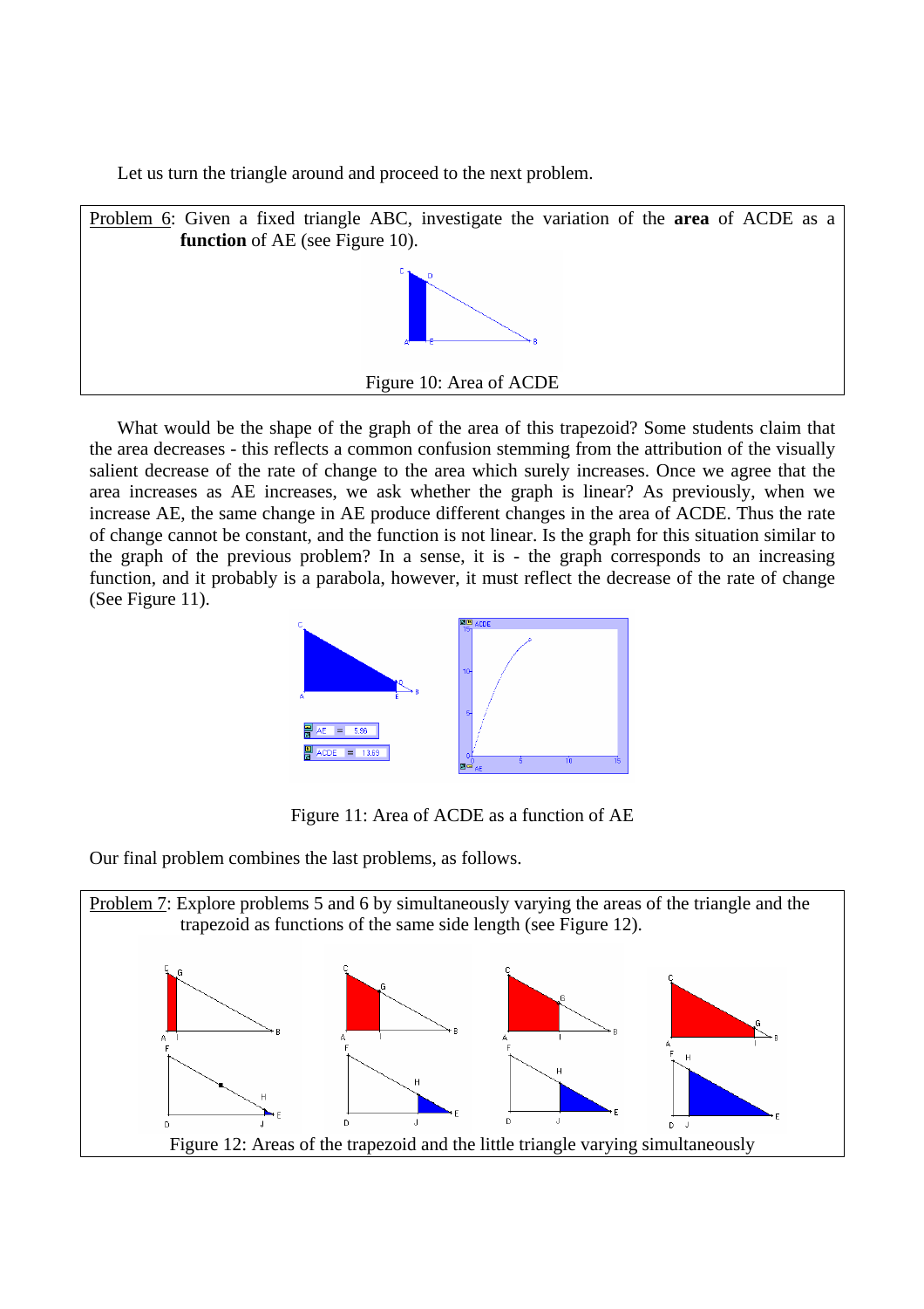Let us turn the triangle around and proceed to the next problem.

Problem 6: Given a fixed triangle ABC, investigate the variation of the **area** of ACDE as a **function** of AE (see Figure 10).

Figure 10: Area of ACDE

What would be the shape of the graph of the area of this trapezoid? Some students claim that the area decreases - this reflects a common confusion stemming from the attribution of the visually salient decrease of the rate of change to the area which surely increases. Once we agree that the area increases as AE increases, we ask whether the graph is linear? As previously, when we increase AE, the same change in AE produce different changes in the area of ACDE. Thus the rate of change cannot be constant, and the function is not linear. Is the graph for this situation similar to the graph of the previous problem? In a sense, it is - the graph corresponds to an increasing function, and it probably is a parabola, however, it must reflect the decrease of the rate of change (See Figure 11).

Figure 11: Area of ACDE as a function of AE

Our final problem combines the last problems, as follows.

Problem 7: Explore problems 5 and 6 by simultaneously varying the areas of the triangle and the trapezoid as functions of the same side length (see Figure 12).

Figure 12: Areas of the trapezoid and the little triangle varying simultaneously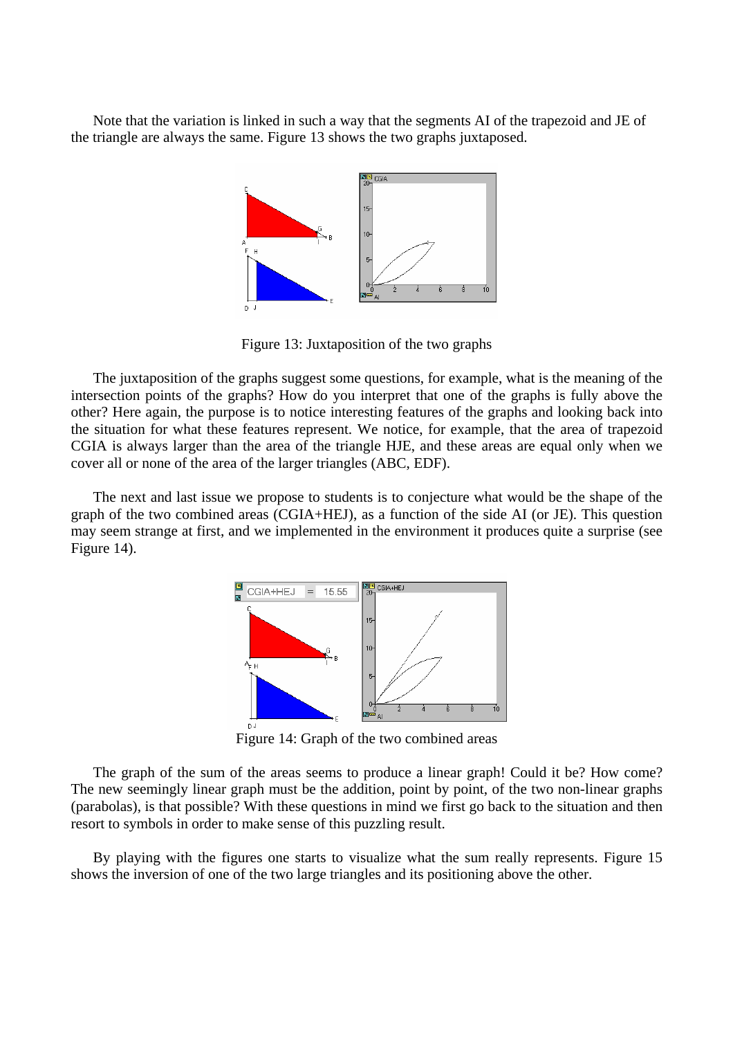Note that the variation is linked in such a way that the segments AI of the trapezoid and JE of the triangle are always the same. Figure 13 shows the two graphs juxtaposed.

Figure 13: Juxtaposition of the two graphs

The juxtaposition of the graphs suggest some questions, for example, what is the meaning of the intersection points of the graphs? How do you interpret that one of the graphs is fully above the other? Here again, the purpose is to notice interesting features of the graphs and looking back into the situation for what these features represent. We notice, for example, that the area of trapezoid CGIA is always larger than the area of the triangle HJE, and these areas are equal only when we cover all or none of the area of the larger triangles (ABC, EDF).

The next and last issue we propose to students is to conjecture what would be the shape of the graph of the two combined areas (CGIA+HEJ), as a function of the side AI (or JE). This question may seem strange at first, and we implemented in the environment it produces quite a surprise (see Figure 14).

Figure 14: Graph of the two combined areas

The graph of the sum of the areas seems to produce a linear graph! Could it be? How come? The new seemingly linear graph must be the addition, point by point, of the two non-linear graphs (parabolas), is that possible? With these questions in mind we first go back to the situation and then resort to symbols in order to make sense of this puzzling result.

By playing with the figures one starts to visualize what the sum really represents. Figure 15 shows the inversion of one of the two large triangles and its positioning above the other.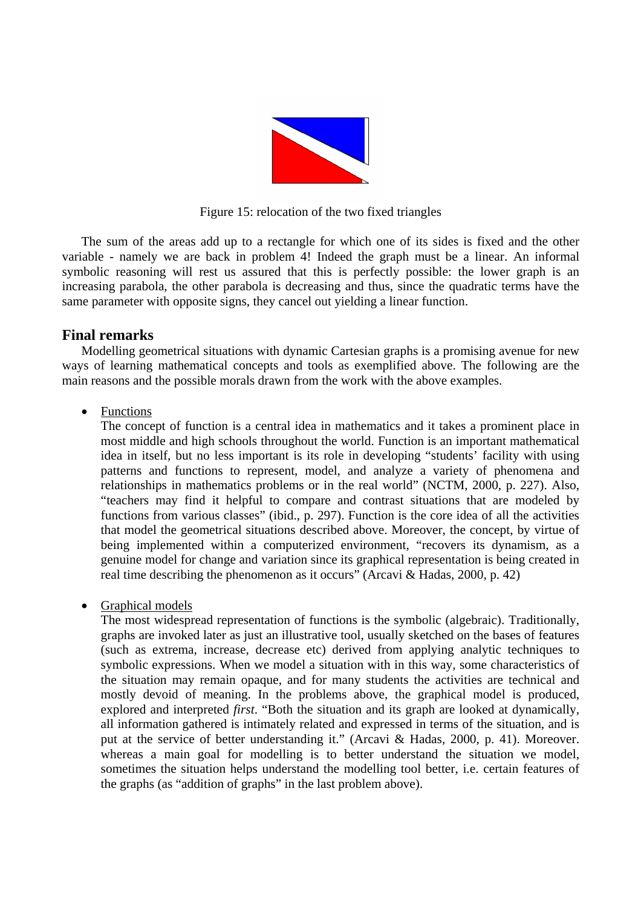Figure 15: relocation of the two fixed triangles

The sum of the areas add up to a rectangle for which one of its sides is fixed and the other variable - namely we are back in problem 4! Indeed the graph must be a linear. An informal symbolic reasoning will rest us assured that this is perfectly possible: the lower graph is an increasing parabola, the other parabola is decreasing and thus, since the quadratic terms have the same parameter with opposite signs, they cancel out yielding a linear function.

## Final remarks

Modelling geometrical situations with dynamic Cartesian graphs is a promising avenue for new ways of learning mathematical concepts and tools as exemplified above. The following are the main reasons and the possible morals drawn from the work with the above examples.

- Functions
  The concept of function is a central idea in mathematics and it takes a prominent place in most middle and high schools throughout the world. Function is an important mathematical idea in itself, but no less important is its role in developing "students' facility with using patterns and functions to represent, model, and analyze a variety of phenomena and relationships in mathematics problems or in the real world" (NCTM, 2000, p. 227). Also, "teachers may find it helpful to compare and contrast situations that are modeled by functions from various classes" (ibid., p. 297). Function is the core idea of all the activities that model the geometrical situations described above. Moreover, the concept, by virtue of being implemented within a computerized environment, "recovers its dynamism, as a genuine model for change and variation since its graphical representation is being created in real time describing the phenomenon as it occurs" (Arcavi & Hadas, 2000, p. 42)

- Graphical models
  The most widespread representation of functions is the symbolic (algebraic). Traditionally, graphs are invoked later as just an illustrative tool, usually sketched on the bases of features (such as extrema, increase, decrease etc) derived from applying analytic techniques to symbolic expressions. When we model a situation with in this way, some characteristics of the situation may remain opaque, and for many students the activities are technical and mostly devoid of meaning. In the problems above, the graphical model is produced, explored and interpreted *first*. "Both the situation and its graph are looked at dynamically, all information gathered is intimately related and expressed in terms of the situation, and is put at the service of better understanding it." (Arcavi & Hadas, 2000, p. 41). Moreover. whereas a main goal for modelling is to better understand the situation we model, sometimes the situation helps understand the modelling tool better, i.e. certain features of the graphs (as "addition of graphs" in the last problem above).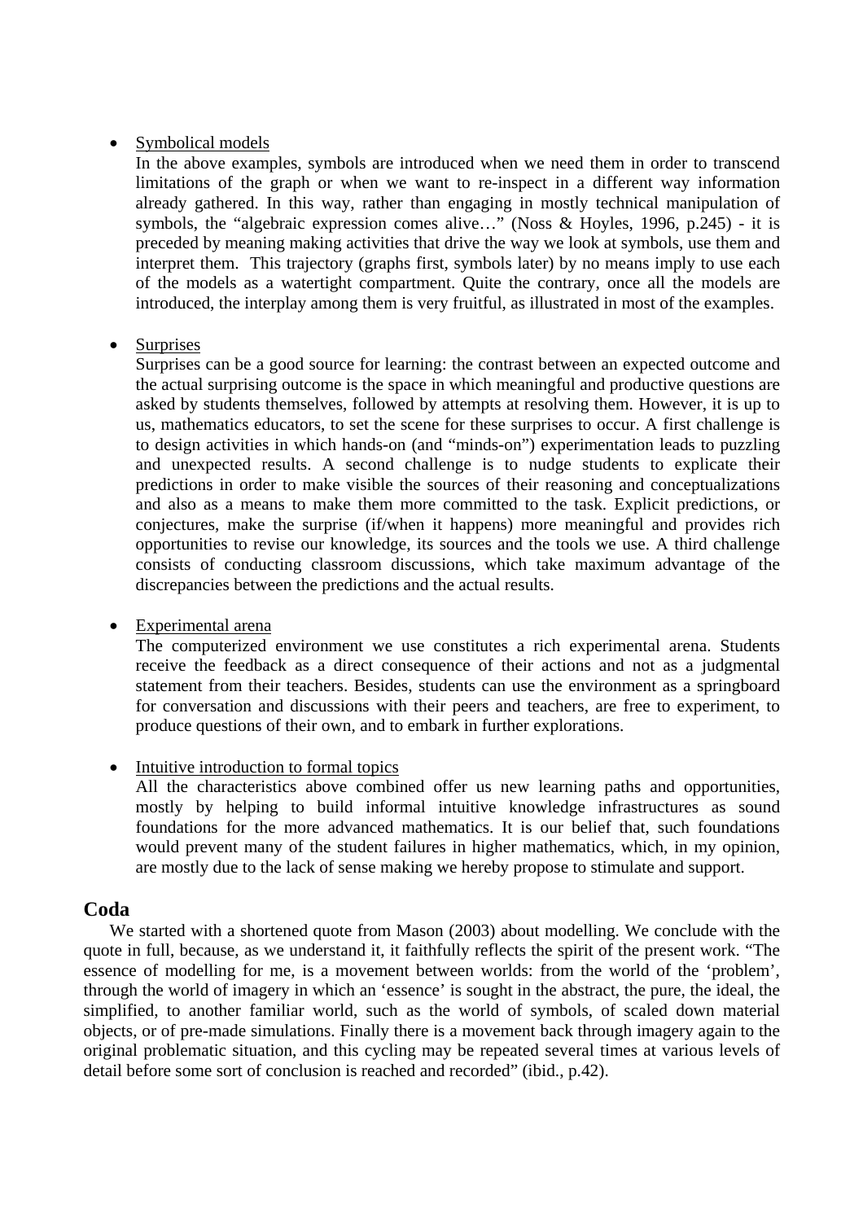- <u>Symbolical models</u>
  In the above examples, symbols are introduced when we need them in order to transcend limitations of the graph or when we want to re-inspect in a different way information already gathered. In this way, rather than engaging in mostly technical manipulation of symbols, the "algebraic expression comes alive…" (Noss & Hoyles, 1996, p.245) - it is preceded by meaning making activities that drive the way we look at symbols, use them and interpret them. This trajectory (graphs first, symbols later) by no means imply to use each of the models as a watertight compartment. Quite the contrary, once all the models are introduced, the interplay among them is very fruitful, as illustrated in most of the examples.

- <u>Surprises</u>
  Surprises can be a good source for learning: the contrast between an expected outcome and the actual surprising outcome is the space in which meaningful and productive questions are asked by students themselves, followed by attempts at resolving them. However, it is up to us, mathematics educators, to set the scene for these surprises to occur. A first challenge is to design activities in which hands-on (and "minds-on") experimentation leads to puzzling and unexpected results. A second challenge is to nudge students to explicate their predictions in order to make visible the sources of their reasoning and conceptualizations and also as a means to make them more committed to the task. Explicit predictions, or conjectures, make the surprise (if/when it happens) more meaningful and provides rich opportunities to revise our knowledge, its sources and the tools we use. A third challenge consists of conducting classroom discussions, which take maximum advantage of the discrepancies between the predictions and the actual results.

- <u>Experimental arena</u>
  The computerized environment we use constitutes a rich experimental arena. Students receive the feedback as a direct consequence of their actions and not as a judgmental statement from their teachers. Besides, students can use the environment as a springboard for conversation and discussions with their peers and teachers, are free to experiment, to produce questions of their own, and to embark in further explorations.

- <u>Intuitive introduction to formal topics</u>
  All the characteristics above combined offer us new learning paths and opportunities, mostly by helping to build informal intuitive knowledge infrastructures as sound foundations for the more advanced mathematics. It is our belief that, such foundations would prevent many of the student failures in higher mathematics, which, in my opinion, are mostly due to the lack of sense making we hereby propose to stimulate and support.

## Coda

We started with a shortened quote from Mason (2003) about modelling. We conclude with the quote in full, because, as we understand it, it faithfully reflects the spirit of the present work. "The essence of modelling for me, is a movement between worlds: from the world of the 'problem', through the world of imagery in which an 'essence' is sought in the abstract, the pure, the ideal, the simplified, to another familiar world, such as the world of symbols, of scaled down material objects, or of pre-made simulations. Finally there is a movement back through imagery again to the original problematic situation, and this cycling may be repeated several times at various levels of detail before some sort of conclusion is reached and recorded" (ibid., p.42).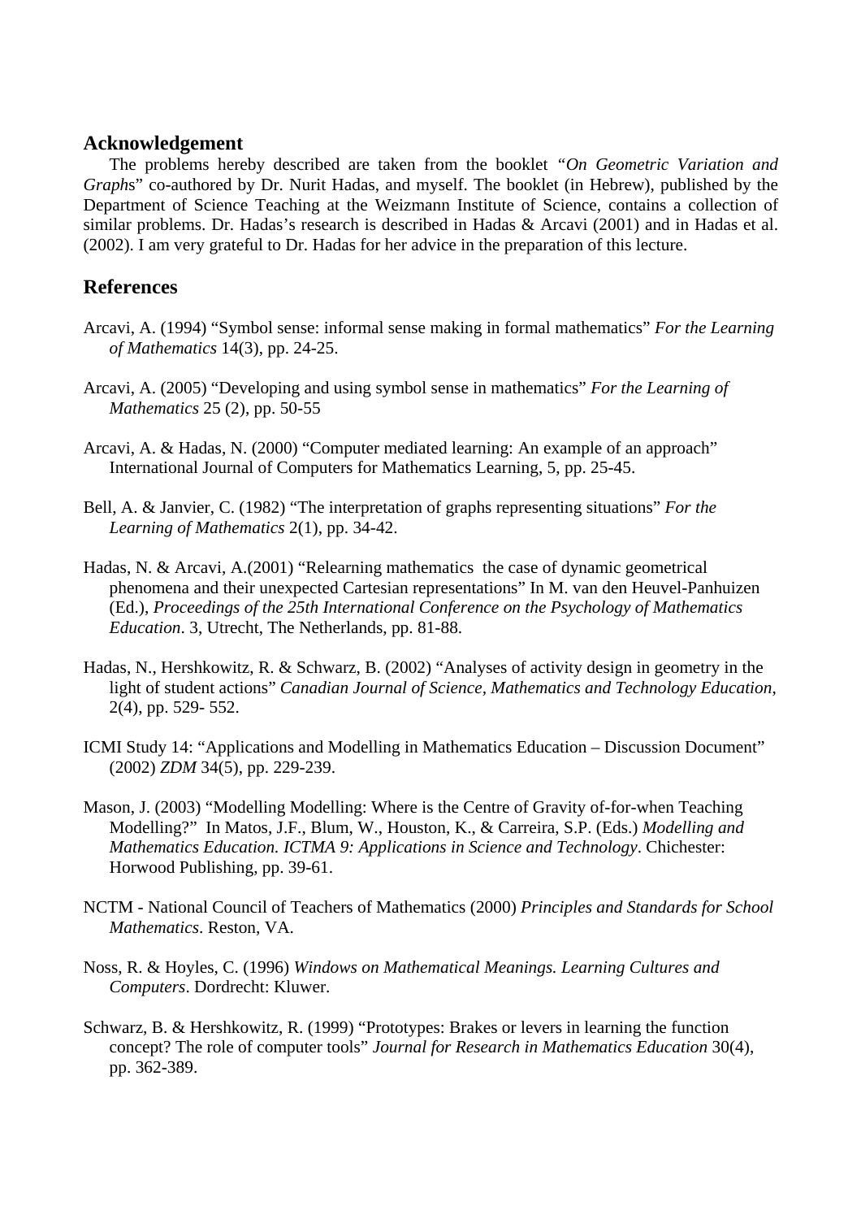## Acknowledgement

The problems hereby described are taken from the booklet *"On Geometric Variation and Graph*s" co-authored by Dr. Nurit Hadas, and myself. The booklet (in Hebrew), published by the Department of Science Teaching at the Weizmann Institute of Science, contains a collection of similar problems. Dr. Hadas's research is described in Hadas & Arcavi (2001) and in Hadas et al. (2002). I am very grateful to Dr. Hadas for her advice in the preparation of this lecture.

## References

Arcavi, A. (1994) "Symbol sense: informal sense making in formal mathematics" *For the Learning of Mathematics* 14(3), pp. 24-25.

Arcavi, A. (2005) "Developing and using symbol sense in mathematics" *For the Learning of Mathematics* 25 (2), pp. 50-55

Arcavi, A. & Hadas, N. (2000) "Computer mediated learning: An example of an approach" International Journal of Computers for Mathematics Learning, 5, pp. 25-45.

Bell, A. & Janvier, C. (1982) "The interpretation of graphs representing situations" *For the Learning of Mathematics* 2(1), pp. 34-42.

Hadas, N. & Arcavi, A.(2001) "Relearning mathematics the case of dynamic geometrical phenomena and their unexpected Cartesian representations" In M. van den Heuvel-Panhuizen (Ed.), *Proceedings of the 25th International Conference on the Psychology of Mathematics Education*. 3, Utrecht, The Netherlands, pp. 81-88.

Hadas, N., Hershkowitz, R. & Schwarz, B. (2002) "Analyses of activity design in geometry in the light of student actions" *Canadian Journal of Science, Mathematics and Technology Education*, 2(4), pp. 529- 552.

ICMI Study 14: "Applications and Modelling in Mathematics Education – Discussion Document" (2002) *ZDM* 34(5), pp. 229-239.

Mason, J. (2003) "Modelling Modelling: Where is the Centre of Gravity of-for-when Teaching Modelling?" In Matos, J.F., Blum, W., Houston, K., & Carreira, S.P. (Eds.) *Modelling and Mathematics Education. ICTMA 9: Applications in Science and Technology*. Chichester: Horwood Publishing, pp. 39-61.

NCTM - National Council of Teachers of Mathematics (2000) *Principles and Standards for School Mathematics*. Reston, VA.

Noss, R. & Hoyles, C. (1996) *Windows on Mathematical Meanings. Learning Cultures and Computers*. Dordrecht: Kluwer.

Schwarz, B. & Hershkowitz, R. (1999) "Prototypes: Brakes or levers in learning the function concept? The role of computer tools" *Journal for Research in Mathematics Education* 30(4), pp. 362-389.